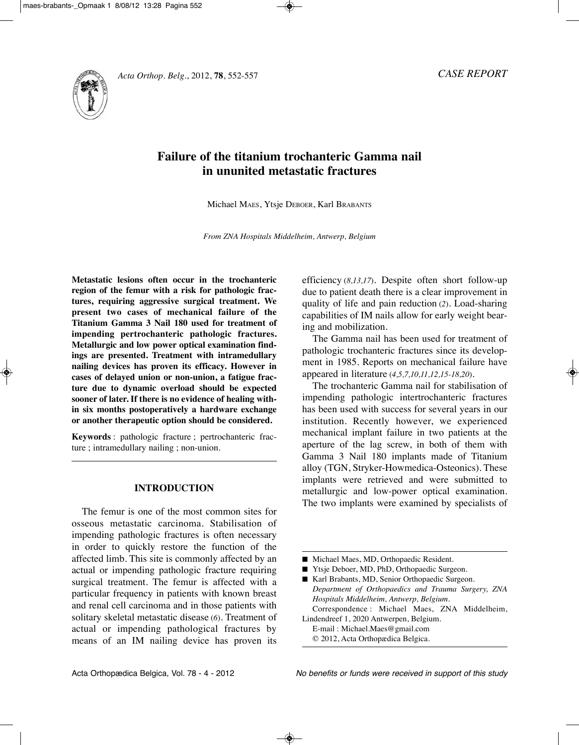*CASE REPORT*

# Failure of the titanium trochanteric Gamma nail in ununited metastatic fractures

Michael Maes, Ytsje Deboer, Karl Brabants

*From ZNA Hospitals Middelheim, Antwerp, Belgium*

**Metastatic lesions often occur in the trochanteric region of the femur with a risk for pathologic fractures, requiring aggressive surgical treatment. We present two cases of mechanical failure of the Titanium Gamma 3 Nail 180 used for treatment of impending pertrochanteric pathologic fractures. Metallurgic and low power optical examination findings are presented. Treatment with intramedullary nailing devices has proven its efficacy. However in cases of delayed union or non-union, a fatigue fracture due to dynamic overload should be expected sooner of later. If there is no evidence of healing within six months postoperatively a hardware exchange or another therapeutic option should be considered.**

**Keywords** : pathologic fracture ; pertrochanteric fracture ; intramedullary nailing ; non-union.

## INTRODUCTION

The femur is one of the most common sites for osseous metastatic carcinoma. Stabilisation of impending pathologic fractures is often necessary in order to quickly restore the function of the affected limb. This site is commonly affected by an actual or impending pathologic fracture requiring surgical treatment. The femur is affected with a particular frequency in patients with known breast and renal cell carcinoma and in those patients with solitary skeletal metastatic disease (*6*). Treatment of actual or impending pathological fractures by means of an IM nailing device has proven its efficiency (*8,13,17*). Despite often short follow-up due to patient death there is a clear improvement in quality of life and pain reduction (*2*). Load-sharing capabilities of IM nails allow for early weight bearing and mobilization.

The Gamma nail has been used for treatment of pathologic trochanteric fractures since its development in 1985. Reports on mechanical failure have appeared in literature (*4,5,7,10,11,12,15-18,20*).

The trochanteric Gamma nail for stabilisation of impending pathologic intertrochanteric fractures has been used with success for several years in our institution. Recently however, we experienced mechanical implant failure in two patients at the aperture of the lag screw, in both of them with Gamma 3 Nail 180 implants made of Titanium alloy (TGN, Stryker-Howmedica-Osteonics). These implants were retrieved and were submitted to metallurgic and low-power optical examination. The two implants were examined by specialists of

- Michael Maes, MD, Orthopaedic Resident.
- Ytsje Deboer, MD, PhD, Orthopaedic Surgeon.
- Karl Brabants, MD, Senior Orthopaedic Surgeon.

*Department of Orthopaedics and Trauma Surgery, ZNA Hospitals Middelheim, Antwerp, Belgium.*

Correspondence : Michael Maes, ZNA Middelheim, Lindendreef 1, 2020 Antwerpen, Belgium.

E-mail : Michael.Maes@gmail.com

© 2012, Acta Orthopædica Belgica.

*No benefits or funds were received in support of this study*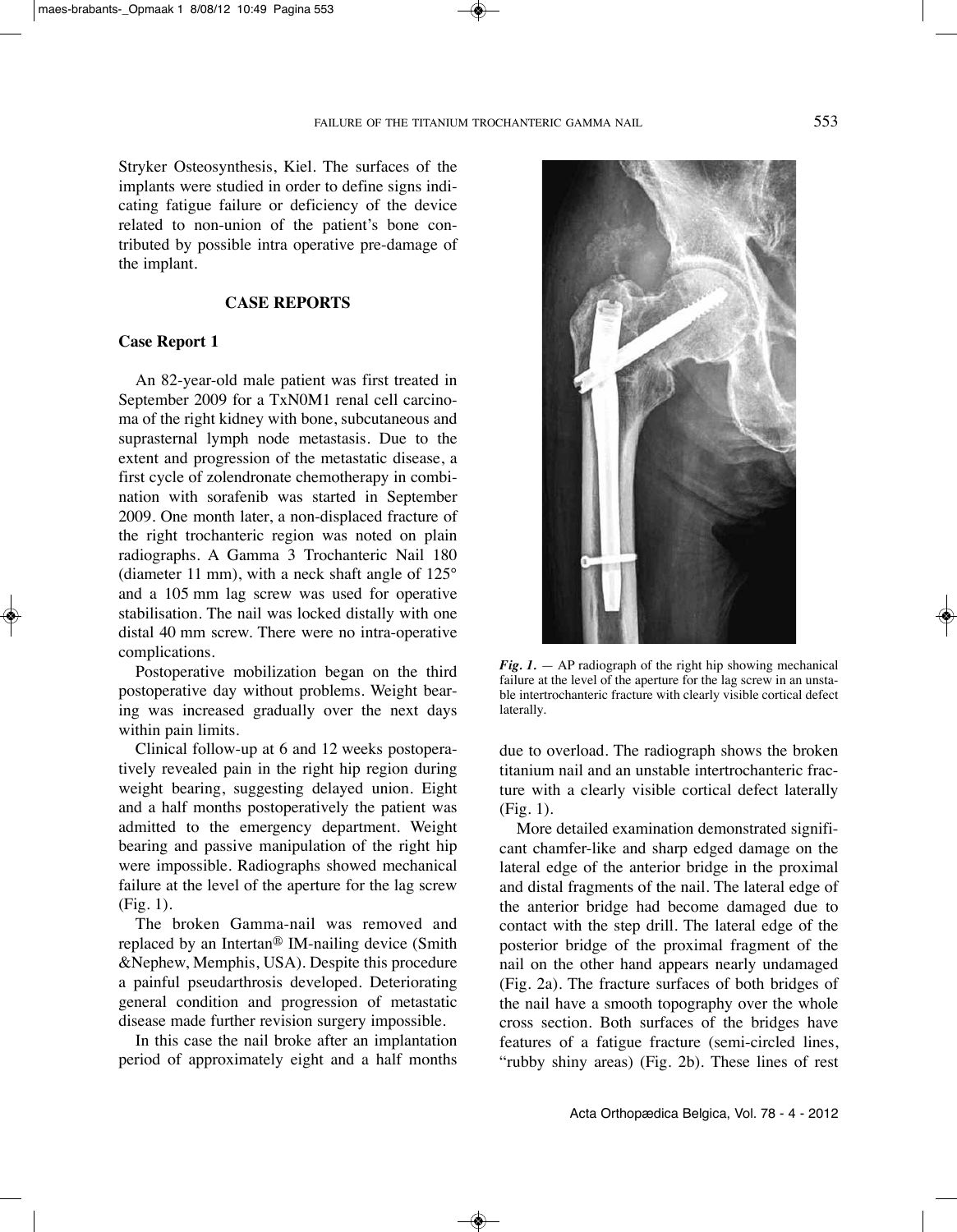Stryker Osteosynthesis, Kiel. The surfaces of the implants were studied in order to define signs indicating fatigue failure or deficiency of the device related to non-union of the patient's bone contributed by possible intra operative pre-damage of the implant.

## CASE REPORTS

### Case Report 1

An 82-year-old male patient was first treated in September 2009 for a TxN0M1 renal cell carcinoma of the right kidney with bone, subcutaneous and suprasternal lymph node metastasis. Due to the extent and progression of the metastatic disease, a first cycle of zolendronate chemotherapy in combination with sorafenib was started in September 2009. One month later, a non-displaced fracture of the right trochanteric region was noted on plain radiographs. A Gamma 3 Trochanteric Nail 180 (diameter 11 mm), with a neck shaft angle of 125° and a 105 mm lag screw was used for operative stabilisation. The nail was locked distally with one distal 40 mm screw. There were no intra-operative complications.

Postoperative mobilization began on the third postoperative day without problems. Weight bearing was increased gradually over the next days within pain limits.

Clinical follow-up at 6 and 12 weeks postoperatively revealed pain in the right hip region during weight bearing, suggesting delayed union. Eight and a half months postoperatively the patient was admitted to the emergency department. Weight bearing and passive manipulation of the right hip were impossible. Radiographs showed mechanical failure at the level of the aperture for the lag screw (Fig. 1).

The broken Gamma-nail was removed and replaced by an Intertan® IM-nailing device (Smith &Nephew, Memphis, USA). Despite this procedure a painful pseudarthrosis developed. Deteriorating general condition and progression of metastatic disease made further revision surgery impossible.

In this case the nail broke after an implantation period of approximately eight and a half months due to overload. The radiograph shows the broken titanium nail and an unstable intertrochanteric fracture with a clearly visible cortical defect laterally (Fig. 1).

*Fig. 1.* — AP radiograph of the right hip showing mechanical failure at the level of the aperture for the lag screw in an unstable intertrochanteric fracture with clearly visible cortical defect laterally.

More detailed examination demonstrated significant chamfer-like and sharp edged damage on the lateral edge of the anterior bridge in the proximal and distal fragments of the nail. The lateral edge of the anterior bridge had become damaged due to contact with the step drill. The lateral edge of the posterior bridge of the proximal fragment of the nail on the other hand appears nearly undamaged (Fig. 2a). The fracture surfaces of both bridges of the nail have a smooth topography over the whole cross section. Both surfaces of the bridges have features of a fatigue fracture (semi-circled lines, "rubby shiny areas) (Fig. 2b). These lines of rest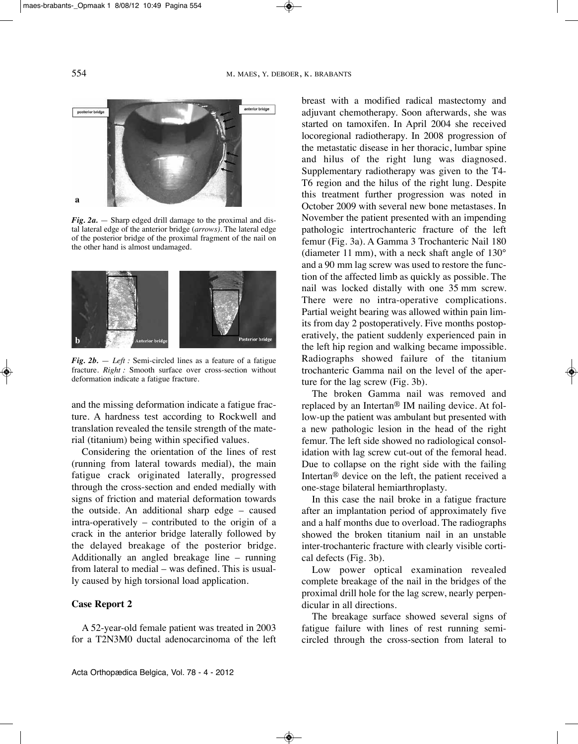*Fig. 2a.* — Sharp edged drill damage to the proximal and distal lateral edge of the anterior bridge (*arrows*). The lateral edge of the posterior bridge of the proximal fragment of the nail on the other hand is almost undamaged.

*Fig. 2b.* — *Left :* Semi-circled lines as a feature of a fatigue fracture. *Right :* Smooth surface over cross-section without deformation indicate a fatigue fracture.

and the missing deformation indicate a fatigue fracture. A hardness test according to Rockwell and translation revealed the tensile strength of the material (titanium) being within specified values.

Considering the orientation of the lines of rest (running from lateral towards medial), the main fatigue crack originated laterally, progressed through the cross-section and ended medially with signs of friction and material deformation towards the outside. An additional sharp edge – caused intra-operatively – contributed to the origin of a crack in the anterior bridge laterally followed by the delayed breakage of the posterior bridge. Additionally an angled breakage line – running from lateral to medial – was defined. This is usually caused by high torsional load application.

**Case Report 2**

A 52-year-old female patient was treated in 2003 for a T2N3M0 ductal adenocarcinoma of the left breast with a modified radical mastectomy and adjuvant chemotherapy. Soon afterwards, she was started on tamoxifen. In April 2004 she received locoregional radiotherapy. In 2008 progression of the metastatic disease in her thoracic, lumbar spine and hilus of the right lung was diagnosed. Supplementary radiotherapy was given to the T4-T6 region and the hilus of the right lung. Despite this treatment further progression was noted in October 2009 with several new bone metastases. In November the patient presented with an impending pathologic intertrochanteric fracture of the left femur (Fig. 3a). A Gamma 3 Trochanteric Nail 180 (diameter 11 mm), with a neck shaft angle of 130° and a 90 mm lag screw was used to restore the function of the affected limb as quickly as possible. The nail was locked distally with one 35 mm screw. There were no intra-operative complications. Partial weight bearing was allowed within pain limits from day 2 postoperatively. Five months postoperatively, the patient suddenly experienced pain in the left hip region and walking became impossible. Radiographs showed failure of the titanium trochanteric Gamma nail on the level of the aperture for the lag screw (Fig. 3b).

The broken Gamma nail was removed and replaced by an Intertan® IM nailing device. At follow-up the patient was ambulant but presented with a new pathologic lesion in the head of the right femur. The left side showed no radiological consolidation with lag screw cut-out of the femoral head. Due to collapse on the right side with the failing Intertan® device on the left, the patient received a one-stage bilateral hemiarthroplasty.

In this case the nail broke in a fatigue fracture after an implantation period of approximately five and a half months due to overload. The radiographs showed the broken titanium nail in an unstable inter-trochanteric fracture with clearly visible cortical defects (Fig. 3b).

Low power optical examination revealed complete breakage of the nail in the bridges of the proximal drill hole for the lag screw, nearly perpendicular in all directions.

The breakage surface showed several signs of fatigue failure with lines of rest running semi-circled through the cross-section from lateral to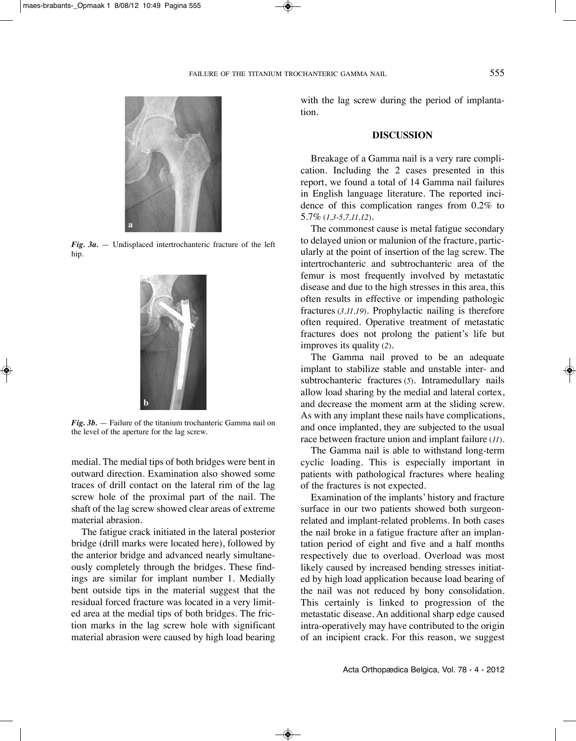*Fig. 3a.* — Undisplaced intertrochanteric fracture of the left hip.

*Fig. 3b.* — Failure of the titanium trochanteric Gamma nail on the level of the aperture for the lag screw.

medial. The medial tips of both bridges were bent in outward direction. Examination also showed some traces of drill contact on the lateral rim of the lag screw hole of the proximal part of the nail. The shaft of the lag screw showed clear areas of extreme material abrasion.

The fatigue crack initiated in the lateral posterior bridge (drill marks were located here), followed by the anterior bridge and advanced nearly simultaneously completely through the bridges. These findings are similar for implant number 1. Medially bent outside tips in the material suggest that the residual forced fracture was located in a very limited area at the medial tips of both bridges. The friction marks in the lag screw hole with significant material abrasion were caused by high load bearing with the lag screw during the period of implantation.

## DISCUSSION

Breakage of a Gamma nail is a very rare complication. Including the 2 cases presented in this report, we found a total of 14 Gamma nail failures in English language literature. The reported incidence of this complication ranges from 0.2% to 5.7% (*1,3-5,7,11,12*).

The commonest cause is metal fatigue secondary to delayed union or malunion of the fracture, particularly at the point of insertion of the lag screw. The intertrochanteric and subtrochanteric area of the femur is most frequently involved by metastatic disease and due to the high stresses in this area, this often results in effective or impending pathologic fractures (*3,11,19*). Prophylactic nailing is therefore often required. Operative treatment of metastatic fractures does not prolong the patient's life but improves its quality (*2*).

The Gamma nail proved to be an adequate implant to stabilize stable and unstable inter- and subtrochanteric fractures (*5*). Intramedullary nails allow load sharing by the medial and lateral cortex, and decrease the moment arm at the sliding screw. As with any implant these nails have complications, and once implanted, they are subjected to the usual race between fracture union and implant failure (*11*).

The Gamma nail is able to withstand long-term cyclic loading. This is especially important in patients with pathological fractures where healing of the fractures is not expected.

Examination of the implants' history and fracture surface in our two patients showed both surgeon-related and implant-related problems. In both cases the nail broke in a fatigue fracture after an implantation period of eight and five and a half months respectively due to overload. Overload was most likely caused by increased bending stresses initiated by high load application because load bearing of the nail was not reduced by bony consolidation. This certainly is linked to progression of the metastatic disease. An additional sharp edge caused intra-operatively may have contributed to the origin of an incipient crack. For this reason, we suggest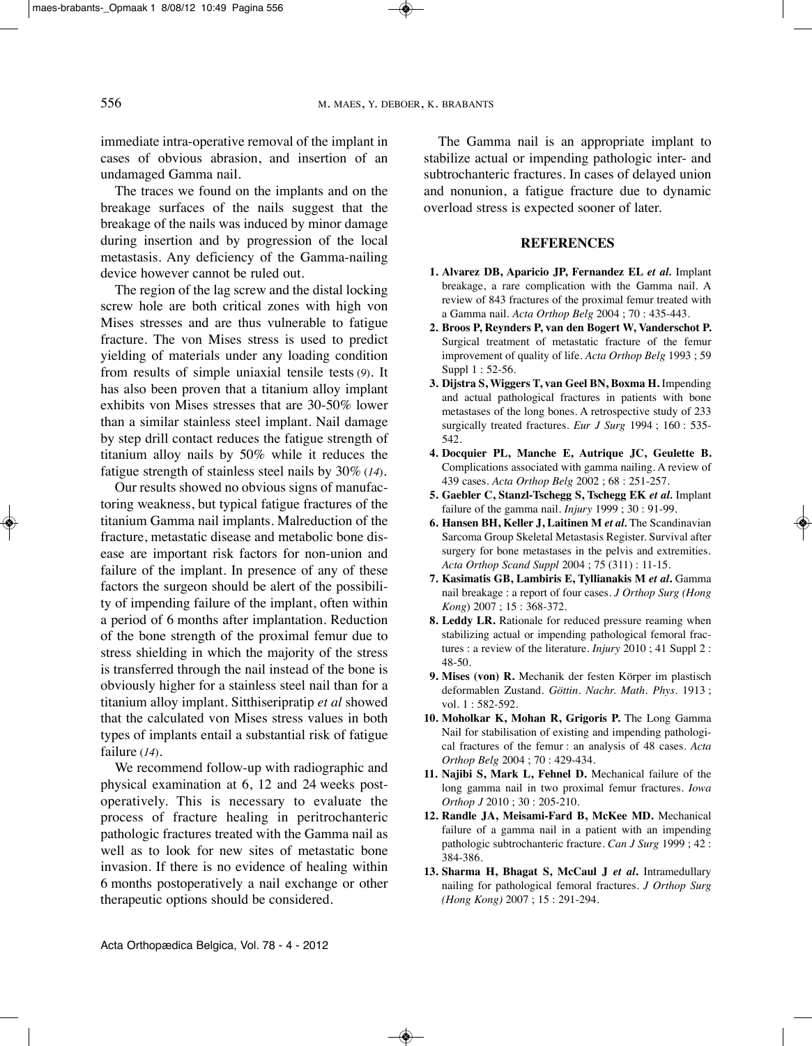immediate intra-operative removal of the implant in cases of obvious abrasion, and insertion of an undamaged Gamma nail.

The traces we found on the implants and on the breakage surfaces of the nails suggest that the breakage of the nails was induced by minor damage during insertion and by progression of the local metastasis. Any deficiency of the Gamma-nailing device however cannot be ruled out.

The region of the lag screw and the distal locking screw hole are both critical zones with high von Mises stresses and are thus vulnerable to fatigue fracture. The von Mises stress is used to predict yielding of materials under any loading condition from results of simple uniaxial tensile tests (*9*). It has also been proven that a titanium alloy implant exhibits von Mises stresses that are 30-50% lower than a similar stainless steel implant. Nail damage by step drill contact reduces the fatigue strength of titanium alloy nails by 50% while it reduces the fatigue strength of stainless steel nails by 30% (*14*).

Our results showed no obvious signs of manufactoring weakness, but typical fatigue fractures of the titanium Gamma nail implants. Malreduction of the fracture, metastatic disease and metabolic bone disease are important risk factors for non-union and failure of the implant. In presence of any of these factors the surgeon should be alert of the possibility of impending failure of the implant, often within a period of 6 months after implantation. Reduction of the bone strength of the proximal femur due to stress shielding in which the majority of the stress is transferred through the nail instead of the bone is obviously higher for a stainless steel nail than for a titanium alloy implant. Sitthiseripratip *et al* showed that the calculated von Mises stress values in both types of implants entail a substantial risk of fatigue failure (*14*).

We recommend follow-up with radiographic and physical examination at 6, 12 and 24 weeks postoperatively. This is necessary to evaluate the process of fracture healing in peritrochanteric pathologic fractures treated with the Gamma nail as well as to look for new sites of metastatic bone invasion. If there is no evidence of healing within 6 months postoperatively a nail exchange or other therapeutic options should be considered.

The Gamma nail is an appropriate implant to stabilize actual or impending pathologic inter- and subtrochanteric fractures. In cases of delayed union and nonunion, a fatigue fracture due to dynamic overload stress is expected sooner of later.

## REFERENCES

1. **Alvarez DB, Aparicio JP, Fernandez EL *et al.*** Implant breakage, a rare complication with the Gamma nail. A review of 843 fractures of the proximal femur treated with a Gamma nail. *Acta Orthop Belg* 2004 ; 70 : 435-443.
2. **Broos P, Reynders P, van den Bogert W, Vanderschot P.** Surgical treatment of metastatic fracture of the femur improvement of quality of life. *Acta Orthop Belg* 1993 ; 59 Suppl 1 : 52-56.
3. **Dijstra S, Wiggers T, van Geel BN, Boxma H.** Impending and actual pathological fractures in patients with bone metastases of the long bones. A retrospective study of 233 surgically treated fractures. *Eur J Surg* 1994 ; 160 : 535-542.
4. **Docquier PL, Manche E, Autrique JC, Geulette B.** Complications associated with gamma nailing. A review of 439 cases. *Acta Orthop Belg* 2002 ; 68 : 251-257.
5. **Gaebler C, Stanzl-Tschegg S, Tschegg EK *et al.*** Implant failure of the gamma nail. *Injury* 1999 ; 30 : 91-99.
6. **Hansen BH, Keller J, Laitinen M *et al.*** The Scandinavian Sarcoma Group Skeletal Metastasis Register. Survival after surgery for bone metastases in the pelvis and extremities. *Acta Orthop Scand Suppl* 2004 ; 75 (311) : 11-15.
7. **Kasimatis GB, Lambiris E, Tyllianakis M *et al.*** Gamma nail breakage : a report of four cases. *J Orthop Surg (Hong Kong)* 2007 ; 15 : 368-372.
8. **Leddy LR.** Rationale for reduced pressure reaming when stabilizing actual or impending pathological femoral fractures : a review of the literature. *Injury* 2010 ; 41 Suppl 2 : 48-50.
9. **Mises (von) R.** Mechanik der festen Körper im plastisch deformablen Zustand. *Göttin. Nachr. Math. Phys.* 1913 ; vol. 1 : 582-592.
10. **Moholkar K, Mohan R, Grigoris P.** The Long Gamma Nail for stabilisation of existing and impending pathological fractures of the femur : an analysis of 48 cases. *Acta Orthop Belg* 2004 ; 70 : 429-434.
11. **Najibi S, Mark L, Fehnel D.** Mechanical failure of the long gamma nail in two proximal femur fractures. *Iowa Orthop J* 2010 ; 30 : 205-210.
12. **Randle JA, Meisami-Fard B, McKee MD.** Mechanical failure of a gamma nail in a patient with an impending pathologic subtrochanteric fracture. *Can J Surg* 1999 ; 42 : 384-386.
13. **Sharma H, Bhagat S, McCaul J *et al.*** Intramedullary nailing for pathological femoral fractures. *J Orthop Surg (Hong Kong)* 2007 ; 15 : 291-294.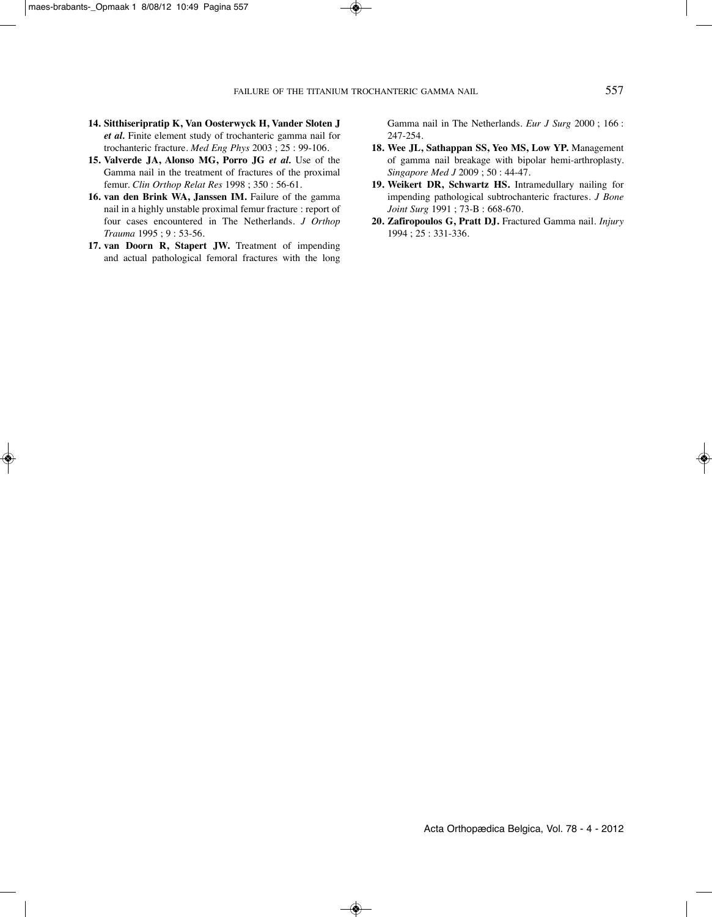14. **Sitthiseripratip K, Van Oosterwyck H, Vander Sloten J *et al.*** Finite element study of trochanteric gamma nail for trochanteric fracture. *Med Eng Phys* 2003 ; 25 : 99-106.
15. **Valverde JA, Alonso MG, Porro JG *et al.*** Use of the Gamma nail in the treatment of fractures of the proximal femur. *Clin Orthop Relat Res* 1998 ; 350 : 56-61.
16. **van den Brink WA, Janssen IM.** Failure of the gamma nail in a highly unstable proximal femur fracture : report of four cases encountered in The Netherlands. *J Orthop Trauma* 1995 ; 9 : 53-56.
17. **van Doorn R, Stapert JW.** Treatment of impending and actual pathological femoral fractures with the long Gamma nail in The Netherlands. *Eur J Surg* 2000 ; 166 : 247-254.
18. **Wee JL, Sathappan SS, Yeo MS, Low YP.** Management of gamma nail breakage with bipolar hemi-arthroplasty. *Singapore Med J* 2009 ; 50 : 44-47.
19. **Weikert DR, Schwartz HS.** Intramedullary nailing for impending pathological subtrochanteric fractures. *J Bone Joint Surg* 1991 ; 73-B : 668-670.
20. **Zafiropoulos G, Pratt DJ.** Fractured Gamma nail. *Injury* 1994 ; 25 : 331-336.